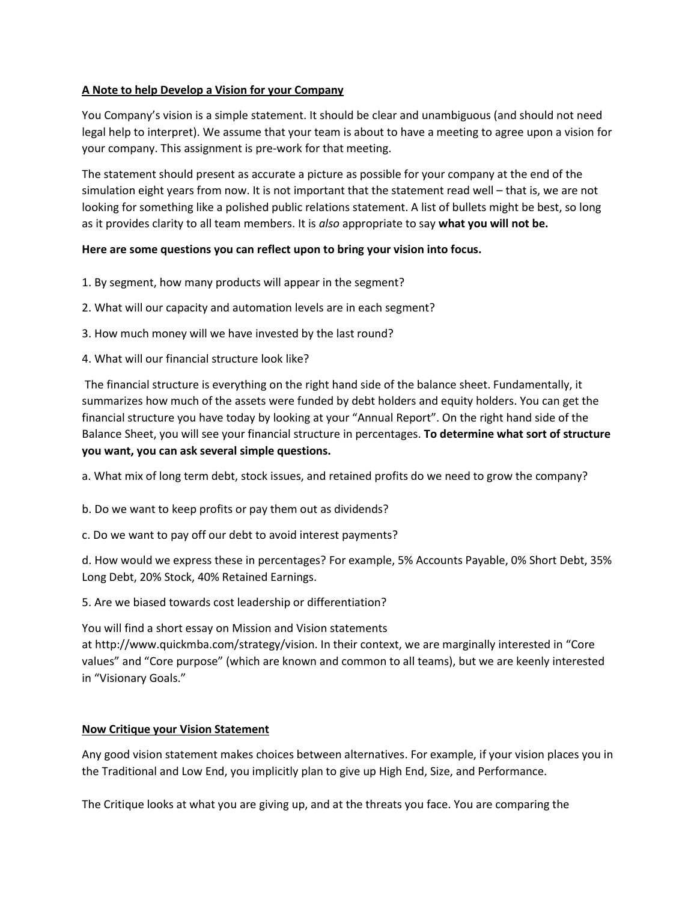**A Note to help Develop a Vision for your Company**

You Company's vision is a simple statement. It should be clear and unambiguous (and should not need legal help to interpret). We assume that your team is about to have a meeting to agree upon a vision for your company. This assignment is pre-work for that meeting.

The statement should present as accurate a picture as possible for your company at the end of the simulation eight years from now. It is not important that the statement read well – that is, we are not looking for something like a polished public relations statement. A list of bullets might be best, so long as it provides clarity to all team members. It is *also* appropriate to say **what you will not be.**

**Here are some questions you can reflect upon to bring your vision into focus.**

1. By segment, how many products will appear in the segment?

2. What will our capacity and automation levels are in each segment?

3. How much money will we have invested by the last round?

4. What will our financial structure look like?

The financial structure is everything on the right hand side of the balance sheet. Fundamentally, it summarizes how much of the assets were funded by debt holders and equity holders. You can get the financial structure you have today by looking at your "Annual Report". On the right hand side of the Balance Sheet, you will see your financial structure in percentages. **To determine what sort of structure you want, you can ask several simple questions.**

a. What mix of long term debt, stock issues, and retained profits do we need to grow the company?

b. Do we want to keep profits or pay them out as dividends?

c. Do we want to pay off our debt to avoid interest payments?

d. How would we express these in percentages? For example, 5% Accounts Payable, 0% Short Debt, 35% Long Debt, 20% Stock, 40% Retained Earnings.

5. Are we biased towards cost leadership or differentiation?

You will find a short essay on Mission and Vision statements at http://www.quickmba.com/strategy/vision. In their context, we are marginally interested in "Core values" and "Core purpose" (which are known and common to all teams), but we are keenly interested in "Visionary Goals."

**Now Critique your Vision Statement**

Any good vision statement makes choices between alternatives. For example, if your vision places you in the Traditional and Low End, you implicitly plan to give up High End, Size, and Performance.

The Critique looks at what you are giving up, and at the threats you face. You are comparing the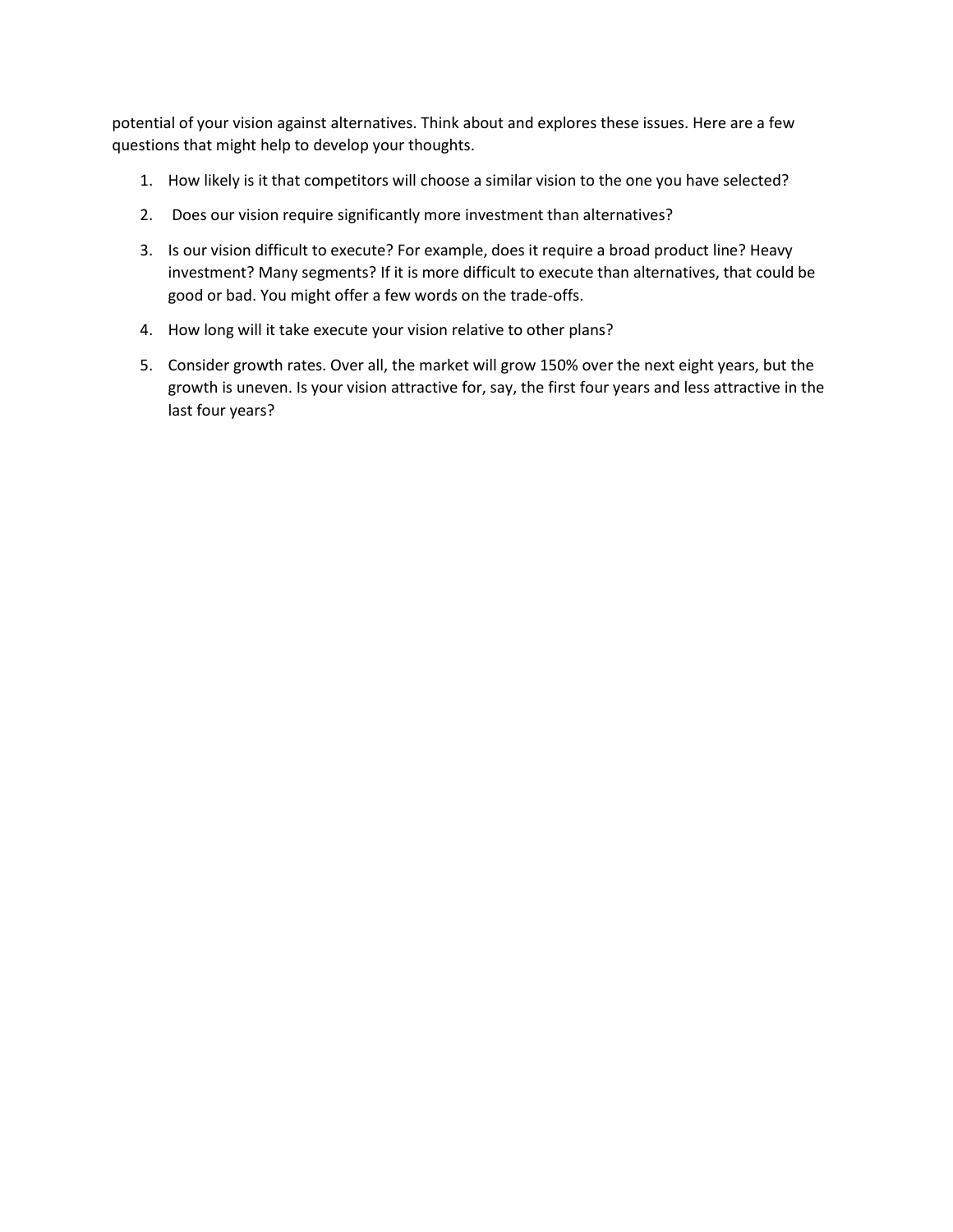potential of your vision against alternatives. Think about and explores these issues. Here are a few questions that might help to develop your thoughts.

1. How likely is it that competitors will choose a similar vision to the one you have selected?
2. Does our vision require significantly more investment than alternatives?
3. Is our vision difficult to execute? For example, does it require a broad product line? Heavy investment? Many segments? If it is more difficult to execute than alternatives, that could be good or bad. You might offer a few words on the trade-offs.
4. How long will it take execute your vision relative to other plans?
5. Consider growth rates. Over all, the market will grow 150% over the next eight years, but the growth is uneven. Is your vision attractive for, say, the first four years and less attractive in the last four years?